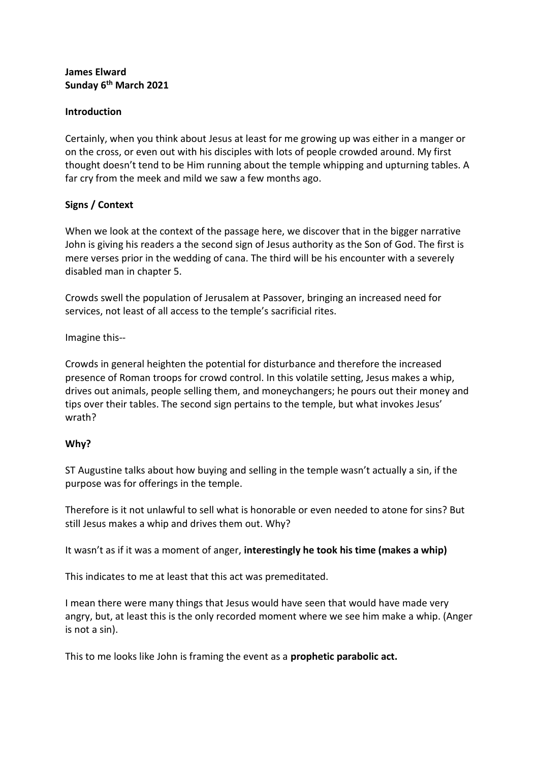**James Elward**
**Sunday 6th March 2021**

**Introduction**

Certainly, when you think about Jesus at least for me growing up was either in a manger or on the cross, or even out with his disciples with lots of people crowded around. My first thought doesn't tend to be Him running about the temple whipping and upturning tables. A far cry from the meek and mild we saw a few months ago.

**Signs / Context**

When we look at the context of the passage here, we discover that in the bigger narrative John is giving his readers a the second sign of Jesus authority as the Son of God. The first is mere verses prior in the wedding of cana. The third will be his encounter with a severely disabled man in chapter 5.

Crowds swell the population of Jerusalem at Passover, bringing an increased need for services, not least of all access to the temple's sacrificial rites.

Imagine this--

Crowds in general heighten the potential for disturbance and therefore the increased presence of Roman troops for crowd control. In this volatile setting, Jesus makes a whip, drives out animals, people selling them, and moneychangers; he pours out their money and tips over their tables. The second sign pertains to the temple, but what invokes Jesus' wrath?

**Why?**

ST Augustine talks about how buying and selling in the temple wasn't actually a sin, if the purpose was for offerings in the temple.

Therefore is it not unlawful to sell what is honorable or even needed to atone for sins? But still Jesus makes a whip and drives them out. Why?

It wasn't as if it was a moment of anger, **interestingly he took his time (makes a whip)**

This indicates to me at least that this act was premeditated.

I mean there were many things that Jesus would have seen that would have made very angry, but, at least this is the only recorded moment where we see him make a whip. (Anger is not a sin).

This to me looks like John is framing the event as a **prophetic parabolic act.**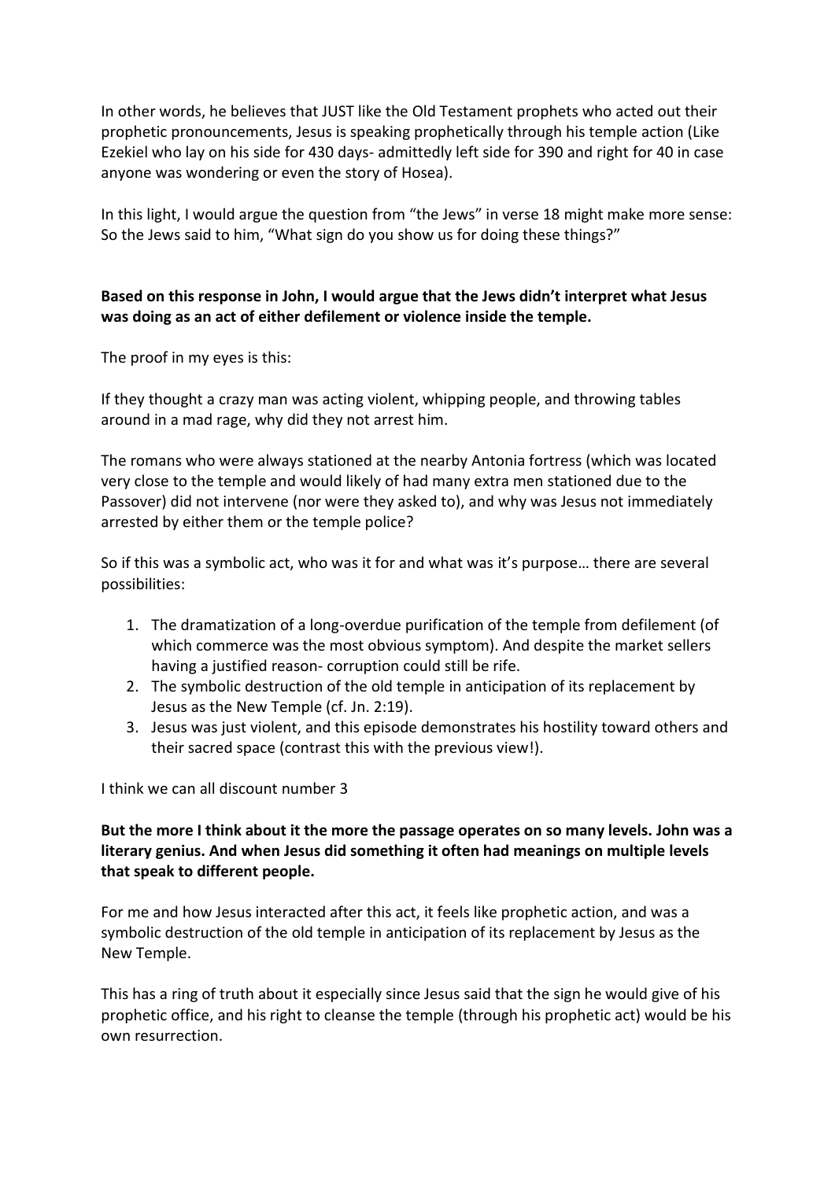In other words, he believes that JUST like the Old Testament prophets who acted out their prophetic pronouncements, Jesus is speaking prophetically through his temple action (Like Ezekiel who lay on his side for 430 days- admittedly left side for 390 and right for 40 in case anyone was wondering or even the story of Hosea).

In this light, I would argue the question from "the Jews" in verse 18 might make more sense: So the Jews said to him, "What sign do you show us for doing these things?"

**Based on this response in John, I would argue that the Jews didn't interpret what Jesus was doing as an act of either defilement or violence inside the temple.**

The proof in my eyes is this:

If they thought a crazy man was acting violent, whipping people, and throwing tables around in a mad rage, why did they not arrest him.

The romans who were always stationed at the nearby Antonia fortress (which was located very close to the temple and would likely of had many extra men stationed due to the Passover) did not intervene (nor were they asked to), and why was Jesus not immediately arrested by either them or the temple police?

So if this was a symbolic act, who was it for and what was it's purpose… there are several possibilities:

1. The dramatization of a long-overdue purification of the temple from defilement (of which commerce was the most obvious symptom). And despite the market sellers having a justified reason- corruption could still be rife.
2. The symbolic destruction of the old temple in anticipation of its replacement by Jesus as the New Temple (cf. Jn. 2:19).
3. Jesus was just violent, and this episode demonstrates his hostility toward others and their sacred space (contrast this with the previous view!).

I think we can all discount number 3

**But the more I think about it the more the passage operates on so many levels. John was a literary genius. And when Jesus did something it often had meanings on multiple levels that speak to different people.**

For me and how Jesus interacted after this act, it feels like prophetic action, and was a symbolic destruction of the old temple in anticipation of its replacement by Jesus as the New Temple.

This has a ring of truth about it especially since Jesus said that the sign he would give of his prophetic office, and his right to cleanse the temple (through his prophetic act) would be his own resurrection.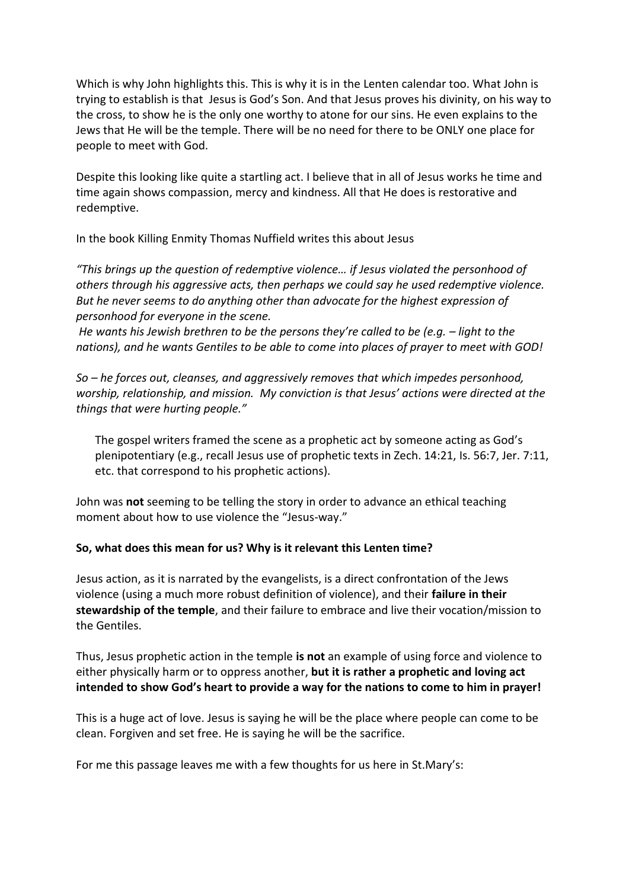Which is why John highlights this. This is why it is in the Lenten calendar too. What John is trying to establish is that Jesus is God's Son. And that Jesus proves his divinity, on his way to the cross, to show he is the only one worthy to atone for our sins. He even explains to the Jews that He will be the temple. There will be no need for there to be ONLY one place for people to meet with God.

Despite this looking like quite a startling act. I believe that in all of Jesus works he time and time again shows compassion, mercy and kindness. All that He does is restorative and redemptive.

In the book Killing Enmity Thomas Nuffield writes this about Jesus

*"This brings up the question of redemptive violence… if Jesus violated the personhood of others through his aggressive acts, then perhaps we could say he used redemptive violence. But he never seems to do anything other than advocate for the highest expression of personhood for everyone in the scene.*

*He wants his Jewish brethren to be the persons they're called to be (e.g. – light to the nations), and he wants Gentiles to be able to come into places of prayer to meet with GOD!*

*So – he forces out, cleanses, and aggressively removes that which impedes personhood, worship, relationship, and mission. My conviction is that Jesus' actions were directed at the things that were hurting people."*

> The gospel writers framed the scene as a prophetic act by someone acting as God's plenipotentiary (e.g., recall Jesus use of prophetic texts in Zech. 14:21, Is. 56:7, Jer. 7:11, etc. that correspond to his prophetic actions).

John was **not** seeming to be telling the story in order to advance an ethical teaching moment about how to use violence the "Jesus-way."

**So, what does this mean for us? Why is it relevant this Lenten time?**

Jesus action, as it is narrated by the evangelists, is a direct confrontation of the Jews violence (using a much more robust definition of violence), and their **failure in their stewardship of the temple**, and their failure to embrace and live their vocation/mission to the Gentiles.

Thus, Jesus prophetic action in the temple **is not** an example of using force and violence to either physically harm or to oppress another, **but it is rather a prophetic and loving act intended to show God's heart to provide a way for the nations to come to him in prayer!**

This is a huge act of love. Jesus is saying he will be the place where people can come to be clean. Forgiven and set free. He is saying he will be the sacrifice.

For me this passage leaves me with a few thoughts for us here in St.Mary's: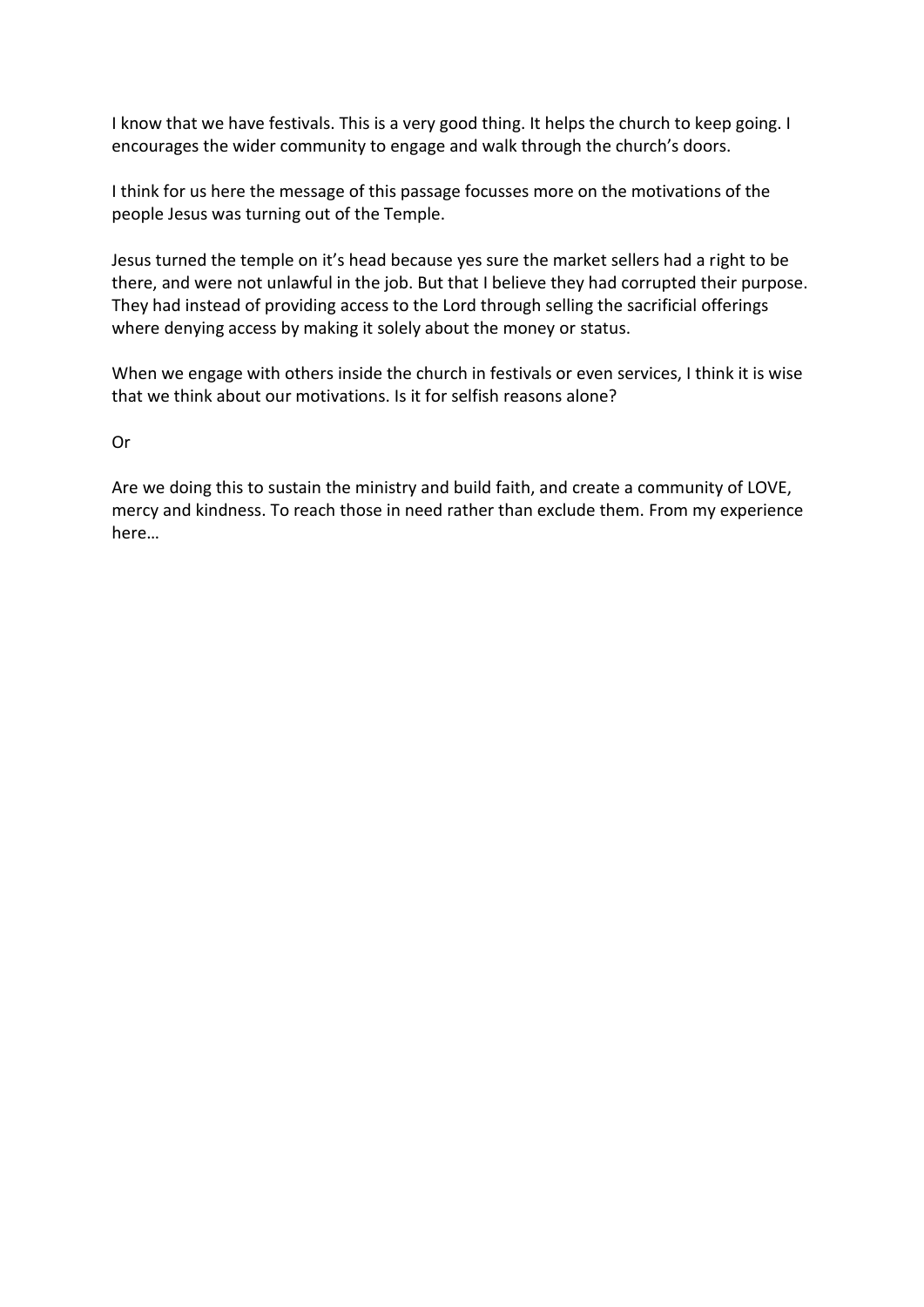I know that we have festivals. This is a very good thing. It helps the church to keep going. I encourages the wider community to engage and walk through the church's doors.

I think for us here the message of this passage focusses more on the motivations of the people Jesus was turning out of the Temple.

Jesus turned the temple on it's head because yes sure the market sellers had a right to be there, and were not unlawful in the job. But that I believe they had corrupted their purpose. They had instead of providing access to the Lord through selling the sacrificial offerings where denying access by making it solely about the money or status.

When we engage with others inside the church in festivals or even services, I think it is wise that we think about our motivations. Is it for selfish reasons alone?

Or

Are we doing this to sustain the ministry and build faith, and create a community of LOVE, mercy and kindness. To reach those in need rather than exclude them. From my experience here…